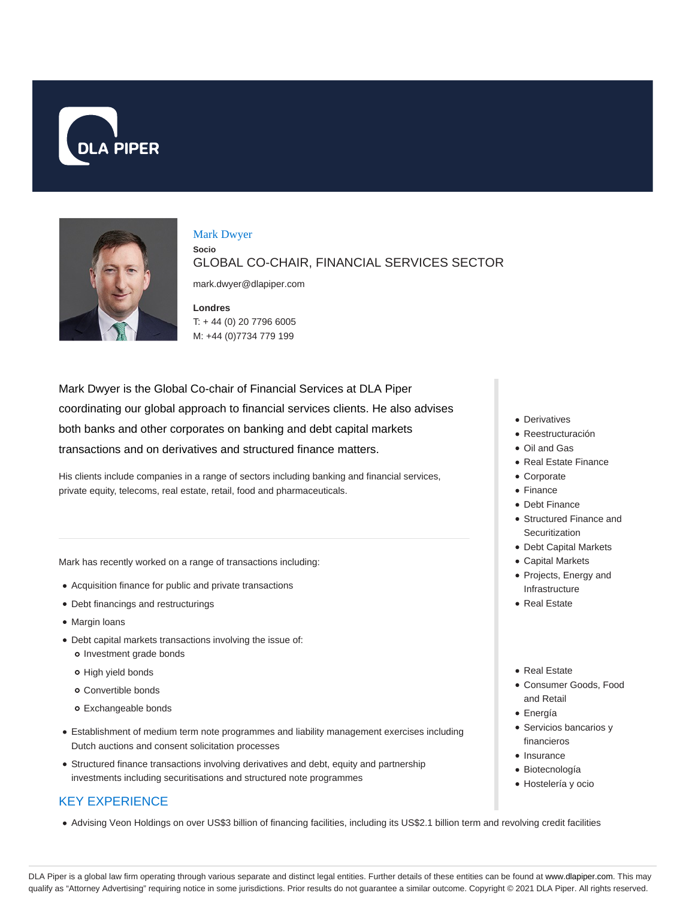# Mark Dwyer

**Socio**

GLOBAL CO-CHAIR, FINANCIAL SERVICES SECTOR

mark.dwyer@dlapiper.com

**Londres**

T: + 44 (0) 20 7796 6005

M: +44 (0)7734 779 199

Mark Dwyer is the Global Co-chair of Financial Services at DLA Piper coordinating our global approach to financial services clients. He also advises both banks and other corporates on banking and debt capital markets transactions and on derivatives and structured finance matters.

His clients include companies in a range of sectors including banking and financial services, private equity, telecoms, real estate, retail, food and pharmaceuticals.

Mark has recently worked on a range of transactions including:

- Acquisition finance for public and private transactions
- Debt financings and restructurings
- Margin loans
- Debt capital markets transactions involving the issue of:
  - Investment grade bonds
  - High yield bonds
  - Convertible bonds
  - Exchangeable bonds
- Establishment of medium term note programmes and liability management exercises including Dutch auctions and consent solicitation processes
- Structured finance transactions involving derivatives and debt, equity and partnership investments including securitisations and structured note programmes

- Derivatives
- Reestructuración
- Oil and Gas
- Real Estate Finance
- Corporate
- Finance
- Debt Finance
- Structured Finance and Securitization
- Debt Capital Markets
- Capital Markets
- Projects, Energy and Infrastructure
- Real Estate

- Real Estate
- Consumer Goods, Food and Retail
- Energía
- Servicios bancarios y financieros
- Insurance
- Biotecnología
- Hostelería y ocio

## KEY EXPERIENCE

- Advising Veon Holdings on over US$3 billion of financing facilities, including its US$2.1 billion term and revolving credit facilities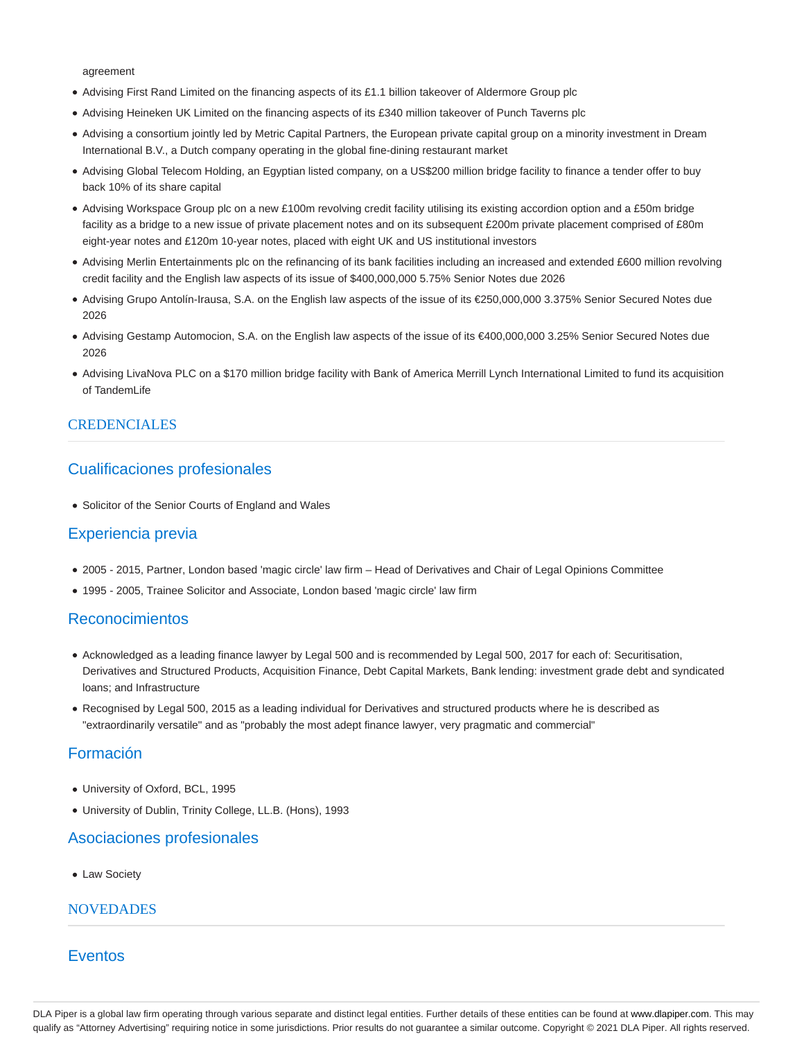agreement

- Advising First Rand Limited on the financing aspects of its £1.1 billion takeover of Aldermore Group plc
- Advising Heineken UK Limited on the financing aspects of its £340 million takeover of Punch Taverns plc
- Advising a consortium jointly led by Metric Capital Partners, the European private capital group on a minority investment in Dream International B.V., a Dutch company operating in the global fine-dining restaurant market
- Advising Global Telecom Holding, an Egyptian listed company, on a US$200 million bridge facility to finance a tender offer to buy back 10% of its share capital
- Advising Workspace Group plc on a new £100m revolving credit facility utilising its existing accordion option and a £50m bridge facility as a bridge to a new issue of private placement notes and on its subsequent £200m private placement comprised of £80m eight-year notes and £120m 10-year notes, placed with eight UK and US institutional investors
- Advising Merlin Entertainments plc on the refinancing of its bank facilities including an increased and extended £600 million revolving credit facility and the English law aspects of its issue of $400,000,000 5.75% Senior Notes due 2026
- Advising Grupo Antolín-Irausa, S.A. on the English law aspects of the issue of its €250,000,000 3.375% Senior Secured Notes due 2026
- Advising Gestamp Automocion, S.A. on the English law aspects of the issue of its €400,000,000 3.25% Senior Secured Notes due 2026
- Advising LivaNova PLC on a $170 million bridge facility with Bank of America Merrill Lynch International Limited to fund its acquisition of TandemLife

## CREDENCIALES

### Cualificaciones profesionales

- Solicitor of the Senior Courts of England and Wales

### Experiencia previa

- 2005 - 2015, Partner, London based 'magic circle' law firm – Head of Derivatives and Chair of Legal Opinions Committee
- 1995 - 2005, Trainee Solicitor and Associate, London based 'magic circle' law firm

### Reconocimientos

- Acknowledged as a leading finance lawyer by Legal 500 and is recommended by Legal 500, 2017 for each of: Securitisation, Derivatives and Structured Products, Acquisition Finance, Debt Capital Markets, Bank lending: investment grade debt and syndicated loans; and Infrastructure
- Recognised by Legal 500, 2015 as a leading individual for Derivatives and structured products where he is described as "extraordinarily versatile" and as "probably the most adept finance lawyer, very pragmatic and commercial"

### Formación

- University of Oxford, BCL, 1995
- University of Dublin, Trinity College, LL.B. (Hons), 1993

### Asociaciones profesionales

- Law Society

## NOVEDADES

### Eventos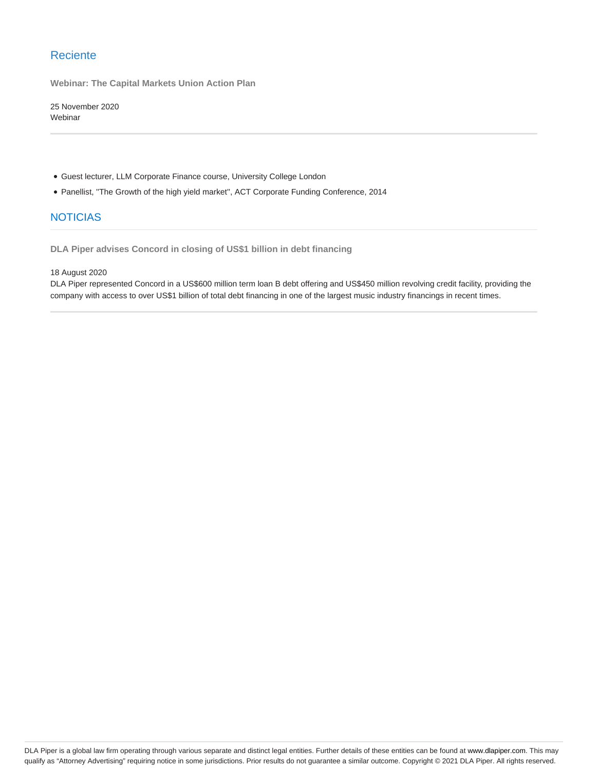## Reciente

**Webinar: The Capital Markets Union Action Plan**

25 November 2020
Webinar

- Guest lecturer, LLM Corporate Finance course, University College London
- Panellist, "The Growth of the high yield market", ACT Corporate Funding Conference, 2014

## NOTICIAS

**DLA Piper advises Concord in closing of US$1 billion in debt financing**

18 August 2020
DLA Piper represented Concord in a US$600 million term loan B debt offering and US$450 million revolving credit facility, providing the company with access to over US$1 billion of total debt financing in one of the largest music industry financings in recent times.